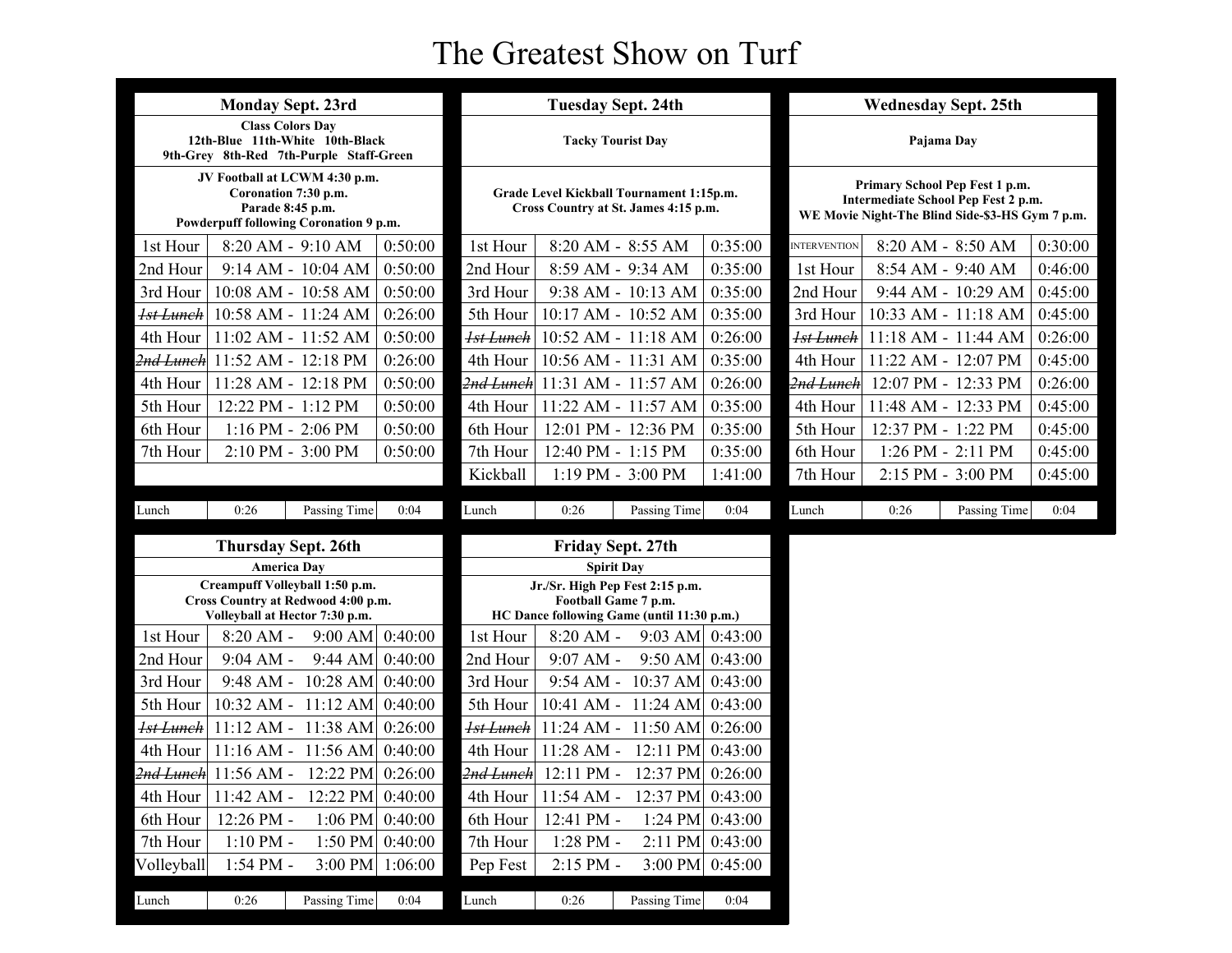# The Greatest Show on Turf

## Monday Sept. 23rd

**Class Colors Day**
**12th-Blue 11th-White 10th-Black**
**9th-Grey 8th-Red 7th-Purple Staff-Green**

**JV Football at LCWM 4:30 p.m.**
**Coronation 7:30 p.m.**
**Parade 8:45 p.m.**
**Powderpuff following Coronation 9 p.m.**

| Period | Time | Length |
|---|---|---|
| 1st Hour | 8:20 AM - 9:10 AM | 0:50:00 |
| 2nd Hour | 9:14 AM - 10:04 AM | 0:50:00 |
| 3rd Hour | 10:08 AM - 10:58 AM | 0:50:00 |
| ~~1st Lunch~~ | 10:58 AM - 11:24 AM | 0:26:00 |
| 4th Hour | 11:02 AM - 11:52 AM | 0:50:00 |
| ~~2nd Lunch~~ | 11:52 AM - 12:18 PM | 0:26:00 |
| 4th Hour | 11:28 AM - 12:18 PM | 0:50:00 |
| 5th Hour | 12:22 PM - 1:12 PM | 0:50:00 |
| 6th Hour | 1:16 PM - 2:06 PM | 0:50:00 |
| 7th Hour | 2:10 PM - 3:00 PM | 0:50:00 |

| Lunch | 0:26 | Passing Time | 0:04 |
|---|---|---|---|

## Tuesday Sept. 24th

**Tacky Tourist Day**

**Grade Level Kickball Tournament 1:15p.m.**
**Cross Country at St. James 4:15 p.m.**

| Period | Time | Length |
|---|---|---|
| 1st Hour | 8:20 AM - 8:55 AM | 0:35:00 |
| 2nd Hour | 8:59 AM - 9:34 AM | 0:35:00 |
| 3rd Hour | 9:38 AM - 10:13 AM | 0:35:00 |
| 5th Hour | 10:17 AM - 10:52 AM | 0:35:00 |
| ~~1st Lunch~~ | 10:52 AM - 11:18 AM | 0:26:00 |
| 4th Hour | 10:56 AM - 11:31 AM | 0:35:00 |
| ~~2nd Lunch~~ | 11:31 AM - 11:57 AM | 0:26:00 |
| 4th Hour | 11:22 AM - 11:57 AM | 0:35:00 |
| 6th Hour | 12:01 PM - 12:36 PM | 0:35:00 |
| 7th Hour | 12:40 PM - 1:15 PM | 0:35:00 |
| Kickball | 1:19 PM - 3:00 PM | 1:41:00 |

| Lunch | 0:26 | Passing Time | 0:04 |
|---|---|---|---|

## Wednesday Sept. 25th

**Pajama Day**

**Primary School Pep Fest 1 p.m.**
**Intermediate School Pep Fest 2 p.m.**
**WE Movie Night-The Blind Side-$3-HS Gym 7 p.m.**

| Period | Time | Length |
|---|---|---|
| INTERVENTION | 8:20 AM - 8:50 AM | 0:30:00 |
| 1st Hour | 8:54 AM - 9:40 AM | 0:46:00 |
| 2nd Hour | 9:44 AM - 10:29 AM | 0:45:00 |
| 3rd Hour | 10:33 AM - 11:18 AM | 0:45:00 |
| ~~1st Lunch~~ | 11:18 AM - 11:44 AM | 0:26:00 |
| 4th Hour | 11:22 AM - 12:07 PM | 0:45:00 |
| ~~2nd Lunch~~ | 12:07 PM - 12:33 PM | 0:26:00 |
| 4th Hour | 11:48 AM - 12:33 PM | 0:45:00 |
| 5th Hour | 12:37 PM - 1:22 PM | 0:45:00 |
| 6th Hour | 1:26 PM - 2:11 PM | 0:45:00 |
| 7th Hour | 2:15 PM - 3:00 PM | 0:45:00 |

| Lunch | 0:26 | Passing Time | 0:04 |
|---|---|---|---|

## Thursday Sept. 26th

**America Day**

**Creampuff Volleyball 1:50 p.m.**
**Cross Country at Redwood 4:00 p.m.**
**Volleyball at Hector 7:30 p.m.**

| Period | Time | Length |
|---|---|---|
| 1st Hour | 8:20 AM - 9:00 AM | 0:40:00 |
| 2nd Hour | 9:04 AM - 9:44 AM | 0:40:00 |
| 3rd Hour | 9:48 AM - 10:28 AM | 0:40:00 |
| 5th Hour | 10:32 AM - 11:12 AM | 0:40:00 |
| ~~1st Lunch~~ | 11:12 AM - 11:38 AM | 0:26:00 |
| 4th Hour | 11:16 AM - 11:56 AM | 0:40:00 |
| ~~2nd Lunch~~ | 11:56 AM - 12:22 PM | 0:26:00 |
| 4th Hour | 11:42 AM - 12:22 PM | 0:40:00 |
| 6th Hour | 12:26 PM - 1:06 PM | 0:40:00 |
| 7th Hour | 1:10 PM - 1:50 PM | 0:40:00 |
| Volleyball | 1:54 PM - 3:00 PM | 1:06:00 |

| Lunch | 0:26 | Passing Time | 0:04 |
|---|---|---|---|

## Friday Sept. 27th

**Spirit Day**

**Jr./Sr. High Pep Fest 2:15 p.m.**
**Football Game 7 p.m.**
**HC Dance following Game (until 11:30 p.m.)**

| Period | Time | Length |
|---|---|---|
| 1st Hour | 8:20 AM - 9:03 AM | 0:43:00 |
| 2nd Hour | 9:07 AM - 9:50 AM | 0:43:00 |
| 3rd Hour | 9:54 AM - 10:37 AM | 0:43:00 |
| 5th Hour | 10:41 AM - 11:24 AM | 0:43:00 |
| ~~1st Lunch~~ | 11:24 AM - 11:50 AM | 0:26:00 |
| 4th Hour | 11:28 AM - 12:11 PM | 0:43:00 |
| ~~2nd Lunch~~ | 12:11 PM - 12:37 PM | 0:26:00 |
| 4th Hour | 11:54 AM - 12:37 PM | 0:43:00 |
| 6th Hour | 12:41 PM - 1:24 PM | 0:43:00 |
| 7th Hour | 1:28 PM - 2:11 PM | 0:43:00 |
| Pep Fest | 2:15 PM - 3:00 PM | 0:45:00 |

| Lunch | 0:26 | Passing Time | 0:04 |
|---|---|---|---|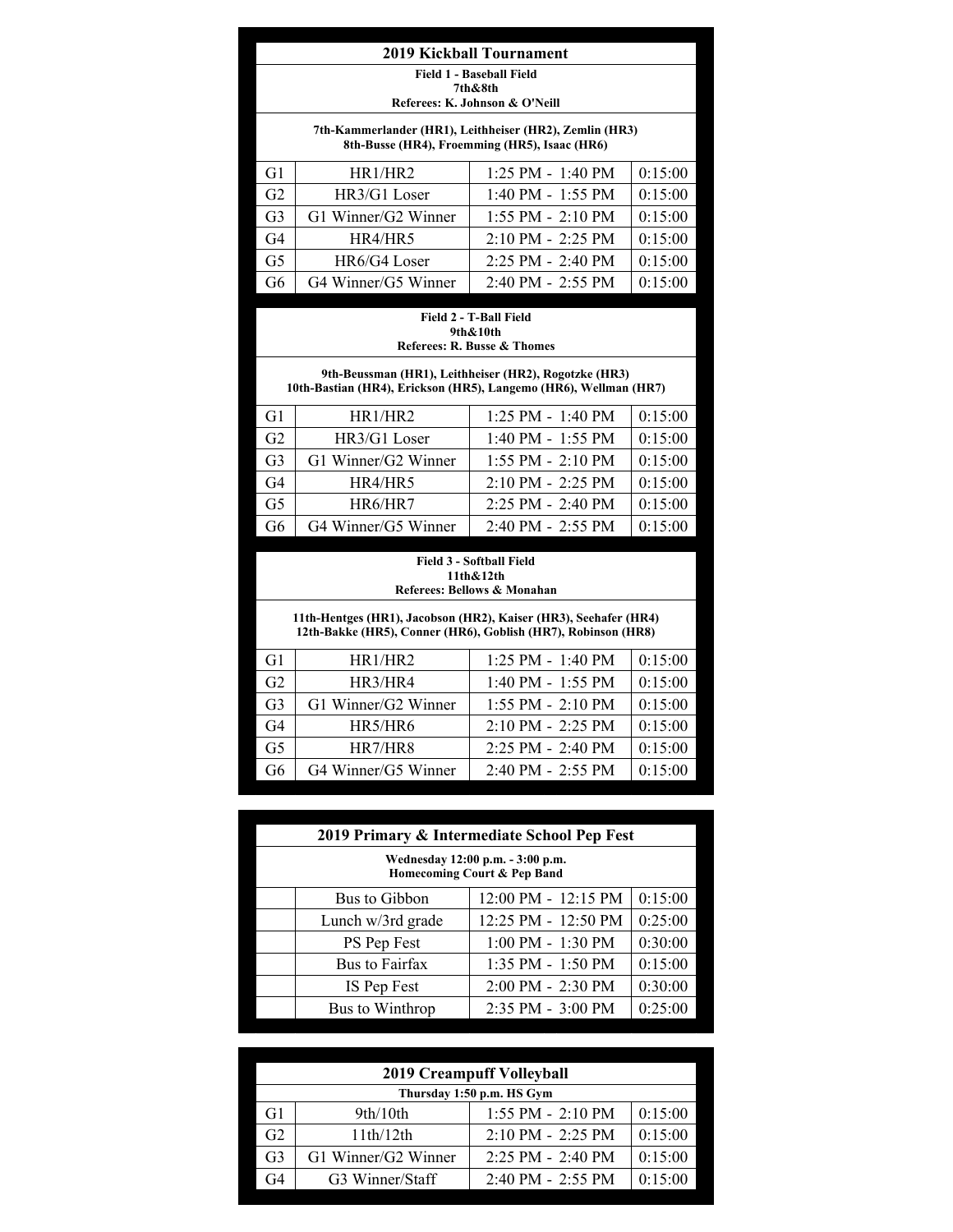## 2019 Kickball Tournament

**Field 1 - Baseball Field**
**7th&8th**
**Referees: K. Johnson & O'Neill**

**7th-Kammerlander (HR1), Leithheiser (HR2), Zemlin (HR3)**
**8th-Busse (HR4), Froemming (HR5), Isaac (HR6)**

| | | | |
|---|---|---|---|
| G1 | HR1/HR2 | 1:25 PM - 1:40 PM | 0:15:00 |
| G2 | HR3/G1 Loser | 1:40 PM - 1:55 PM | 0:15:00 |
| G3 | G1 Winner/G2 Winner | 1:55 PM - 2:10 PM | 0:15:00 |
| G4 | HR4/HR5 | 2:10 PM - 2:25 PM | 0:15:00 |
| G5 | HR6/G4 Loser | 2:25 PM - 2:40 PM | 0:15:00 |
| G6 | G4 Winner/G5 Winner | 2:40 PM - 2:55 PM | 0:15:00 |

**Field 2 - T-Ball Field**
**9th&10th**
**Referees: R. Busse & Thomes**

**9th-Beussman (HR1), Leithheiser (HR2), Rogotzke (HR3)**
**10th-Bastian (HR4), Erickson (HR5), Langemo (HR6), Wellman (HR7)**

| | | | |
|---|---|---|---|
| G1 | HR1/HR2 | 1:25 PM - 1:40 PM | 0:15:00 |
| G2 | HR3/G1 Loser | 1:40 PM - 1:55 PM | 0:15:00 |
| G3 | G1 Winner/G2 Winner | 1:55 PM - 2:10 PM | 0:15:00 |
| G4 | HR4/HR5 | 2:10 PM - 2:25 PM | 0:15:00 |
| G5 | HR6/HR7 | 2:25 PM - 2:40 PM | 0:15:00 |
| G6 | G4 Winner/G5 Winner | 2:40 PM - 2:55 PM | 0:15:00 |

**Field 3 - Softball Field**
**11th&12th**
**Referees: Bellows & Monahan**

**11th-Hentges (HR1), Jacobson (HR2), Kaiser (HR3), Seehafer (HR4)**
**12th-Bakke (HR5), Conner (HR6), Goblish (HR7), Robinson (HR8)**

| | | | |
|---|---|---|---|
| G1 | HR1/HR2 | 1:25 PM - 1:40 PM | 0:15:00 |
| G2 | HR3/HR4 | 1:40 PM - 1:55 PM | 0:15:00 |
| G3 | G1 Winner/G2 Winner | 1:55 PM - 2:10 PM | 0:15:00 |
| G4 | HR5/HR6 | 2:10 PM - 2:25 PM | 0:15:00 |
| G5 | HR7/HR8 | 2:25 PM - 2:40 PM | 0:15:00 |
| G6 | G4 Winner/G5 Winner | 2:40 PM - 2:55 PM | 0:15:00 |

## 2019 Primary & Intermediate School Pep Fest

**Wednesday 12:00 p.m. - 3:00 p.m.**
**Homecoming Court & Pep Band**

| | | | |
|---|---|---|---|
| | Bus to Gibbon | 12:00 PM - 12:15 PM | 0:15:00 |
| | Lunch w/3rd grade | 12:25 PM - 12:50 PM | 0:25:00 |
| | PS Pep Fest | 1:00 PM - 1:30 PM | 0:30:00 |
| | Bus to Fairfax | 1:35 PM - 1:50 PM | 0:15:00 |
| | IS Pep Fest | 2:00 PM - 2:30 PM | 0:30:00 |
| | Bus to Winthrop | 2:35 PM - 3:00 PM | 0:25:00 |

## 2019 Creampuff Volleyball

**Thursday 1:50 p.m. HS Gym**

| | | | |
|---|---|---|---|
| G1 | 9th/10th | 1:55 PM - 2:10 PM | 0:15:00 |
| G2 | 11th/12th | 2:10 PM - 2:25 PM | 0:15:00 |
| G3 | G1 Winner/G2 Winner | 2:25 PM - 2:40 PM | 0:15:00 |
| G4 | G3 Winner/Staff | 2:40 PM - 2:55 PM | 0:15:00 |